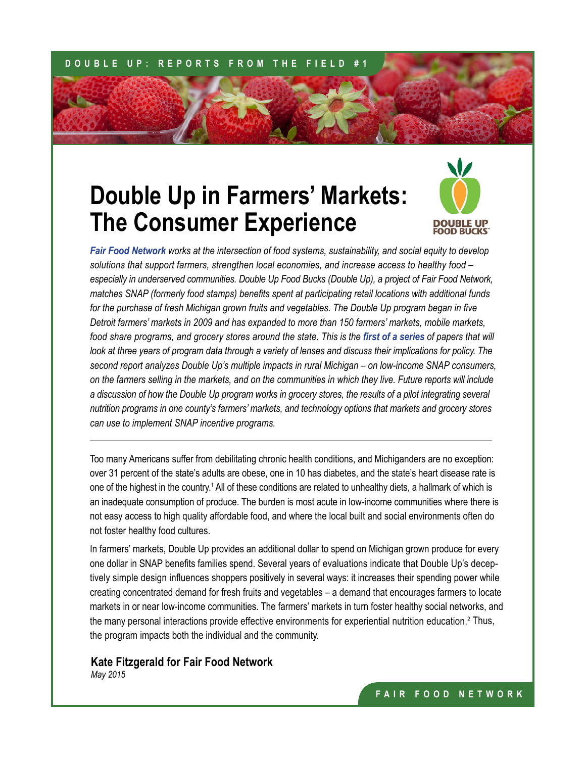DOUBLE UP: REPORTS FROM THE FIELD #1

# Double Up in Farmers' Markets: The Consumer Experience

DOUBLE UP FOOD BUCKS™

***Fair Food Network** works at the intersection of food systems, sustainability, and social equity to develop solutions that support farmers, strengthen local economies, and increase access to healthy food – especially in underserved communities. Double Up Food Bucks (Double Up), a project of Fair Food Network, matches SNAP (formerly food stamps) benefits spent at participating retail locations with additional funds for the purchase of fresh Michigan grown fruits and vegetables. The Double Up program began in five Detroit farmers' markets in 2009 and has expanded to more than 150 farmers' markets, mobile markets, food share programs, and grocery stores around the state. This is the **first of a series** of papers that will look at three years of program data through a variety of lenses and discuss their implications for policy. The second report analyzes Double Up's multiple impacts in rural Michigan – on low-income SNAP consumers, on the farmers selling in the markets, and on the communities in which they live. Future reports will include a discussion of how the Double Up program works in grocery stores, the results of a pilot integrating several nutrition programs in one county's farmers' markets, and technology options that markets and grocery stores can use to implement SNAP incentive programs.*

---

Too many Americans suffer from debilitating chronic health conditions, and Michiganders are no exception: over 31 percent of the state's adults are obese, one in 10 has diabetes, and the state's heart disease rate is one of the highest in the country.[1] All of these conditions are related to unhealthy diets, a hallmark of which is an inadequate consumption of produce. The burden is most acute in low-income communities where there is not easy access to high quality affordable food, and where the local built and social environments often do not foster healthy food cultures.

In farmers' markets, Double Up provides an additional dollar to spend on Michigan grown produce for every one dollar in SNAP benefits families spend. Several years of evaluations indicate that Double Up's deceptively simple design influences shoppers positively in several ways: it increases their spending power while creating concentrated demand for fresh fruits and vegetables – a demand that encourages farmers to locate markets in or near low-income communities. The farmers' markets in turn foster healthy social networks, and the many personal interactions provide effective environments for experiential nutrition education.[2] Thus, the program impacts both the individual and the community.

**Kate Fitzgerald for Fair Food Network**
*May 2015*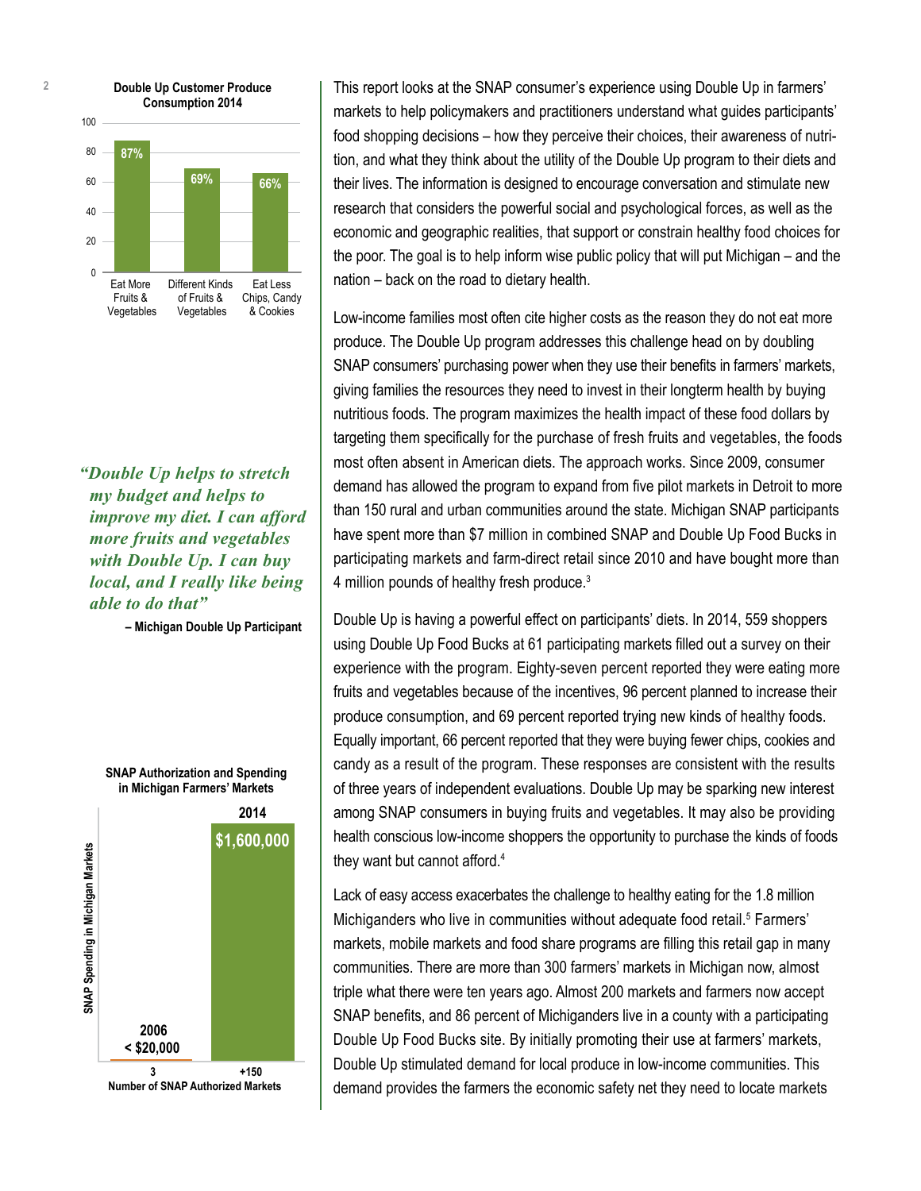**Double Up Customer Produce Consumption 2014**

| Category | Percent |
| --- | --- |
| Eat More Fruits & Vegetables | 87% |
| Different Kinds of Fruits & Vegetables | 69% |
| Eat Less Chips, Candy & Cookies | 66% |

*"Double Up helps to stretch my budget and helps to improve my diet. I can afford more fruits and vegetables with Double Up. I can buy local, and I really like being able to do that"*

**– Michigan Double Up Participant**

**SNAP Authorization and Spending in Michigan Farmers' Markets**

| Year | SNAP Spending in Michigan Markets | Number of SNAP Authorized Markets |
| --- | --- | --- |
| 2006 | < $20,000 | 3 |
| 2014 | $1,600,000 | +150 |

This report looks at the SNAP consumer's experience using Double Up in farmers' markets to help policymakers and practitioners understand what guides participants' food shopping decisions – how they perceive their choices, their awareness of nutrition, and what they think about the utility of the Double Up program to their diets and their lives. The information is designed to encourage conversation and stimulate new research that considers the powerful social and psychological forces, as well as the economic and geographic realities, that support or constrain healthy food choices for the poor. The goal is to help inform wise public policy that will put Michigan – and the nation – back on the road to dietary health.

Low-income families most often cite higher costs as the reason they do not eat more produce. The Double Up program addresses this challenge head on by doubling SNAP consumers' purchasing power when they use their benefits in farmers' markets, giving families the resources they need to invest in their longterm health by buying nutritious foods. The program maximizes the health impact of these food dollars by targeting them specifically for the purchase of fresh fruits and vegetables, the foods most often absent in American diets. The approach works. Since 2009, consumer demand has allowed the program to expand from five pilot markets in Detroit to more than 150 rural and urban communities around the state. Michigan SNAP participants have spent more than $7 million in combined SNAP and Double Up Food Bucks in participating markets and farm-direct retail since 2010 and have bought more than 4 million pounds of healthy fresh produce.[3]

Double Up is having a powerful effect on participants' diets. In 2014, 559 shoppers using Double Up Food Bucks at 61 participating markets filled out a survey on their experience with the program. Eighty-seven percent reported they were eating more fruits and vegetables because of the incentives, 96 percent planned to increase their produce consumption, and 69 percent reported trying new kinds of healthy foods. Equally important, 66 percent reported that they were buying fewer chips, cookies and candy as a result of the program. These responses are consistent with the results of three years of independent evaluations. Double Up may be sparking new interest among SNAP consumers in buying fruits and vegetables. It may also be providing health conscious low-income shoppers the opportunity to purchase the kinds of foods they want but cannot afford.[4]

Lack of easy access exacerbates the challenge to healthy eating for the 1.8 million Michiganders who live in communities without adequate food retail.[5] Farmers' markets, mobile markets and food share programs are filling this retail gap in many communities. There are more than 300 farmers' markets in Michigan now, almost triple what there were ten years ago. Almost 200 markets and farmers now accept SNAP benefits, and 86 percent of Michiganders live in a county with a participating Double Up Food Bucks site. By initially promoting their use at farmers' markets, Double Up stimulated demand for local produce in low-income communities. This demand provides the farmers the economic safety net they need to locate markets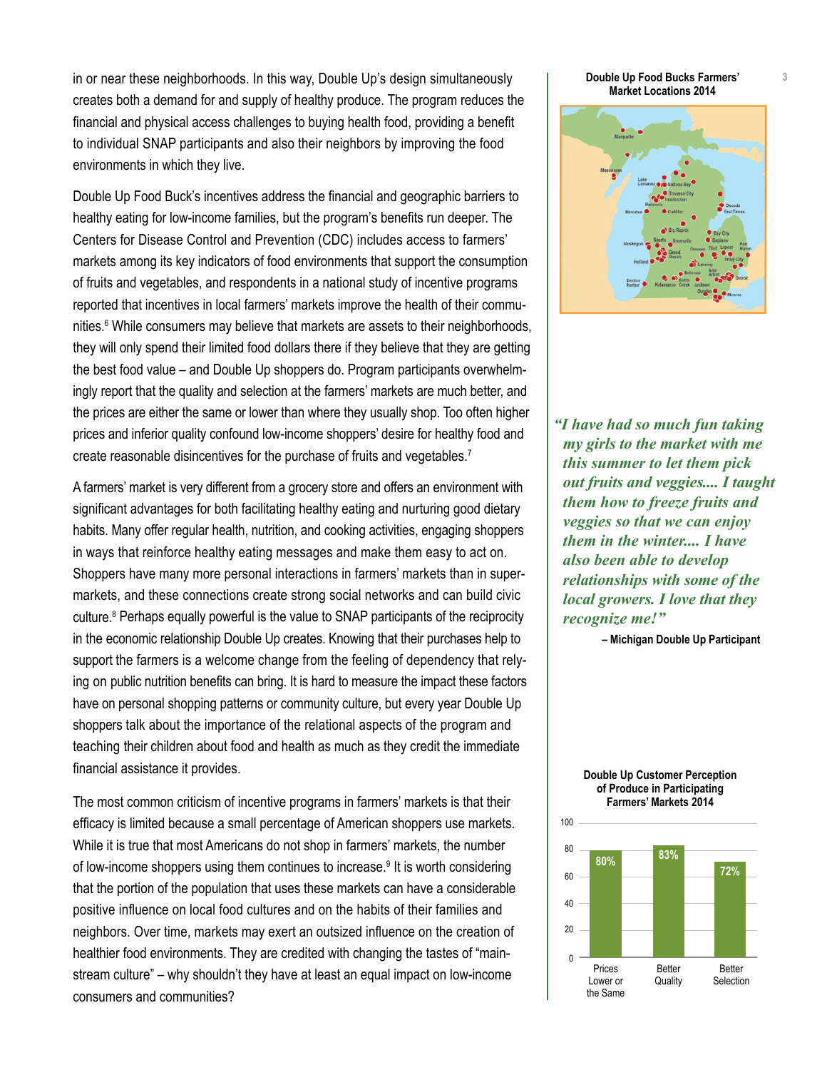in or near these neighborhoods. In this way, Double Up's design simultaneously creates both a demand for and supply of healthy produce. The program reduces the financial and physical access challenges to buying health food, providing a benefit to individual SNAP participants and also their neighbors by improving the food environments in which they live.

Double Up Food Buck's incentives address the financial and geographic barriers to healthy eating for low-income families, but the program's benefits run deeper. The Centers for Disease Control and Prevention (CDC) includes access to farmers' markets among its key indicators of food environments that support the consumption of fruits and vegetables, and respondents in a national study of incentive programs reported that incentives in local farmers' markets improve the health of their communities.[6] While consumers may believe that markets are assets to their neighborhoods, they will only spend their limited food dollars there if they believe that they are getting the best food value – and Double Up shoppers do. Program participants overwhelmingly report that the quality and selection at the farmers' markets are much better, and the prices are either the same or lower than where they usually shop. Too often higher prices and inferior quality confound low-income shoppers' desire for healthy food and create reasonable disincentives for the purchase of fruits and vegetables.[7]

A farmers' market is very different from a grocery store and offers an environment with significant advantages for both facilitating healthy eating and nurturing good dietary habits. Many offer regular health, nutrition, and cooking activities, engaging shoppers in ways that reinforce healthy eating messages and make them easy to act on. Shoppers have many more personal interactions in farmers' markets than in supermarkets, and these connections create strong social networks and can build civic culture.[8] Perhaps equally powerful is the value to SNAP participants of the reciprocity in the economic relationship Double Up creates. Knowing that their purchases help to support the farmers is a welcome change from the feeling of dependency that relying on public nutrition benefits can bring. It is hard to measure the impact these factors have on personal shopping patterns or community culture, but every year Double Up shoppers talk about the importance of the relational aspects of the program and teaching their children about food and health as much as they credit the immediate financial assistance it provides.

The most common criticism of incentive programs in farmers' markets is that their efficacy is limited because a small percentage of American shoppers use markets. While it is true that most Americans do not shop in farmers' markets, the number of low-income shoppers using them continues to increase.[9] It is worth considering that the portion of the population that uses these markets can have a considerable positive influence on local food cultures and on the habits of their families and neighbors. Over time, markets may exert an outsized influence on the creation of healthier food environments. They are credited with changing the tastes of "mainstream culture" – why shouldn't they have at least an equal impact on low-income consumers and communities?

**Double Up Food Bucks Farmers' Market Locations 2014**

Marquette, Menominee, Lake Leelanau, Suttons Bay, Traverse City, Interlochen, Benzonia, Manistee, Cadillac, Oscoda, East Tawas, Big Rapids, Bay City, Saginaw, Sparta, Greenville, Muskegon, Owosso, Flint, Lapeer, Port Huron, Grand Rapids, Imlay City, Holland, Lansing, Bellevue, Ann Arbor, Detroit, Benton Harbor, Kalamazoo, Battle Creek, Jackson, Dundee, Monroe

*"I have had so much fun taking my girls to the market with me this summer to let them pick out fruits and veggies.... I taught them how to freeze fruits and veggies so that we can enjoy them in the winter.... I have also been able to develop relationships with some of the local growers. I love that they recognize me!"*

**– Michigan Double Up Participant**

**Double Up Customer Perception of Produce in Participating Farmers' Markets 2014**

| Perception | Percent |
|---|---|
| Prices Lower or the Same | 80% |
| Better Quality | 83% |
| Better Selection | 72% |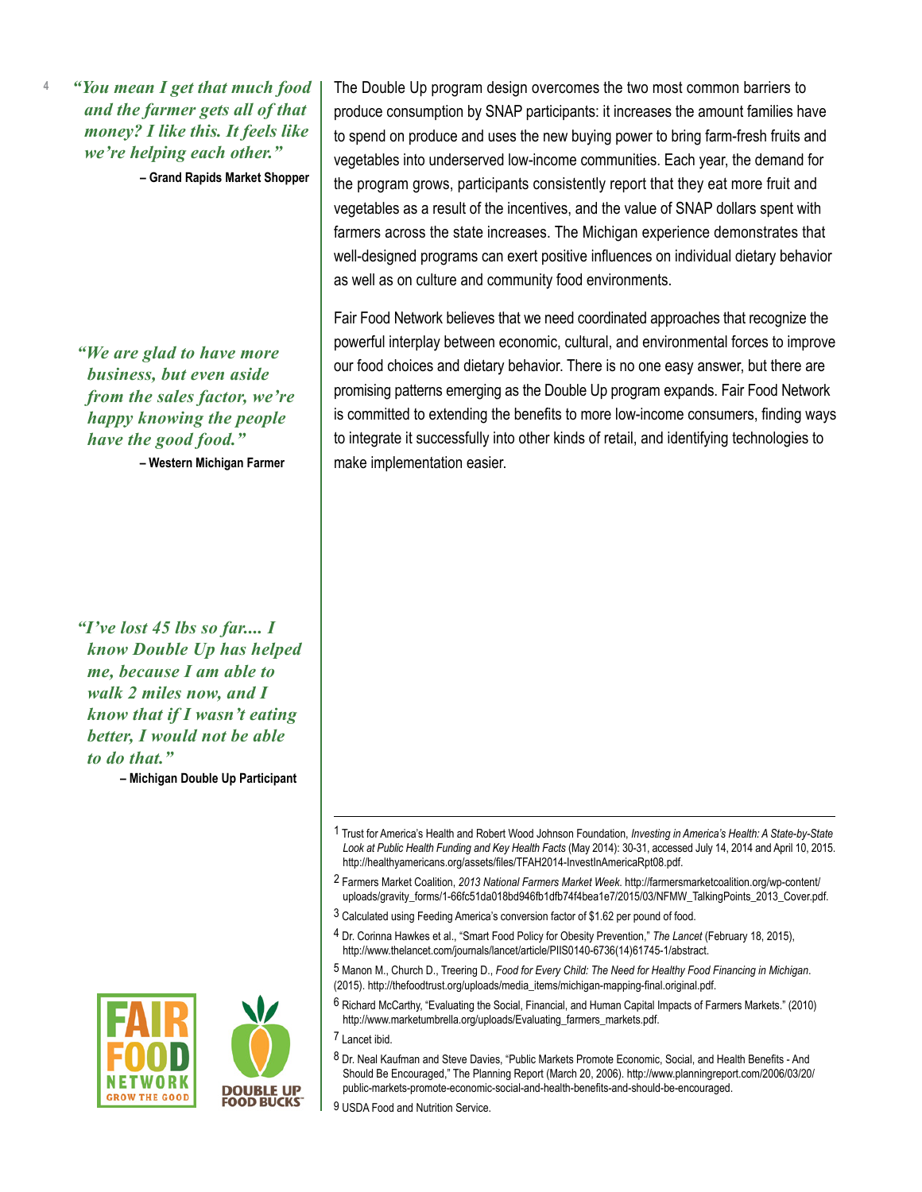*"You mean I get that much food and the farmer gets all of that money? I like this. It feels like we're helping each other."*

**– Grand Rapids Market Shopper**

*"We are glad to have more business, but even aside from the sales factor, we're happy knowing the people have the good food."*

**– Western Michigan Farmer**

*"I've lost 45 lbs so far.... I know Double Up has helped me, because I am able to walk 2 miles now, and I know that if I wasn't eating better, I would not be able to do that."*

**– Michigan Double Up Participant**

The Double Up program design overcomes the two most common barriers to produce consumption by SNAP participants: it increases the amount families have to spend on produce and uses the new buying power to bring farm-fresh fruits and vegetables into underserved low-income communities. Each year, the demand for the program grows, participants consistently report that they eat more fruit and vegetables as a result of the incentives, and the value of SNAP dollars spent with farmers across the state increases. The Michigan experience demonstrates that well-designed programs can exert positive influences on individual dietary behavior as well as on culture and community food environments.

Fair Food Network believes that we need coordinated approaches that recognize the powerful interplay between economic, cultural, and environmental forces to improve our food choices and dietary behavior. There is no one easy answer, but there are promising patterns emerging as the Double Up program expands. Fair Food Network is committed to extending the benefits to more low-income consumers, finding ways to integrate it successfully into other kinds of retail, and identifying technologies to make implementation easier.

---

1 Trust for America's Health and Robert Wood Johnson Foundation, *Investing in America's Health: A State-by-State Look at Public Health Funding and Key Health Facts* (May 2014): 30-31, accessed July 14, 2014 and April 10, 2015. http://healthyamericans.org/assets/files/TFAH2014-InvestInAmericaRpt08.pdf.

2 Farmers Market Coalition, *2013 National Farmers Market Week*. http://farmersmarketcoalition.org/wp-content/uploads/gravity_forms/1-66fc51da018bd946fb1dfb74f4bea1e7/2015/03/NFMW_TalkingPoints_2013_Cover.pdf.

3 Calculated using Feeding America's conversion factor of $1.62 per pound of food.

4 Dr. Corinna Hawkes et al., "Smart Food Policy for Obesity Prevention," *The Lancet* (February 18, 2015), http://www.thelancet.com/journals/lancet/article/PIIS0140-6736(14)61745-1/abstract.

5 Manon M., Church D., Treering D., *Food for Every Child: The Need for Healthy Food Financing in Michigan*. (2015). http://thefoodtrust.org/uploads/media_items/michigan-mapping-final.original.pdf.

6 Richard McCarthy, "Evaluating the Social, Financial, and Human Capital Impacts of Farmers Markets." (2010) http://www.marketumbrella.org/uploads/Evaluating_farmers_markets.pdf.

7 Lancet ibid.

8 Dr. Neal Kaufman and Steve Davies, "Public Markets Promote Economic, Social, and Health Benefits - And Should Be Encouraged," The Planning Report (March 20, 2006). http://www.planningreport.com/2006/03/20/public-markets-promote-economic-social-and-health-benefits-and-should-be-encouraged.

9 USDA Food and Nutrition Service.

FAIR FOOD NETWORK
GROW THE GOOD

DOUBLE UP FOOD BUCKS™